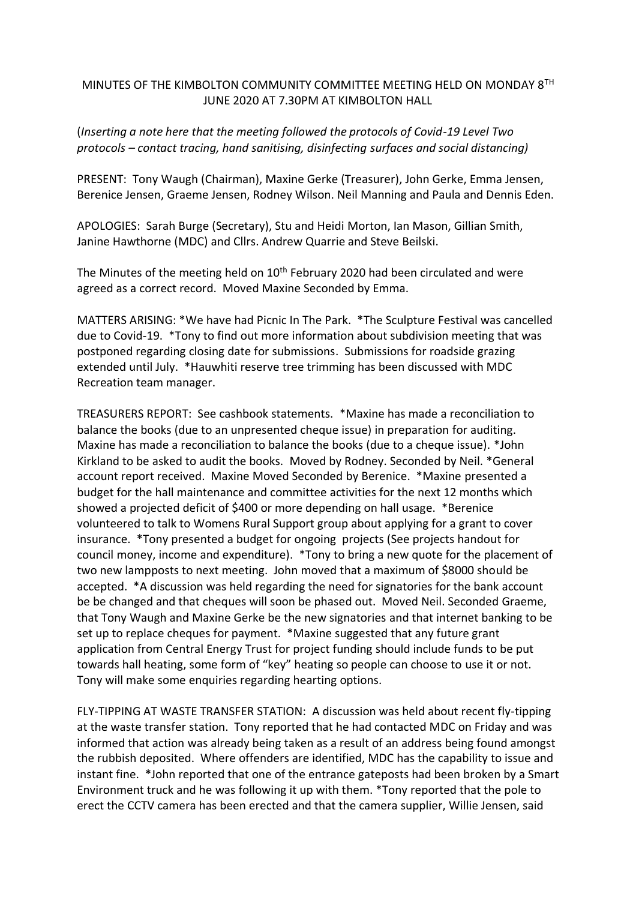MINUTES OF THE KIMBOLTON COMMUNITY COMMITTEE MEETING HELD ON MONDAY 8TH JUNE 2020 AT 7.30PM AT KIMBOLTON HALL

(*Inserting a note here that the meeting followed the protocols of Covid-19 Level Two protocols – contact tracing, hand sanitising, disinfecting surfaces and social distancing)*

PRESENT: Tony Waugh (Chairman), Maxine Gerke (Treasurer), John Gerke, Emma Jensen, Berenice Jensen, Graeme Jensen, Rodney Wilson. Neil Manning and Paula and Dennis Eden.

APOLOGIES: Sarah Burge (Secretary), Stu and Heidi Morton, Ian Mason, Gillian Smith, Janine Hawthorne (MDC) and Cllrs. Andrew Quarrie and Steve Beilski.

The Minutes of the meeting held on 10th February 2020 had been circulated and were agreed as a correct record. Moved Maxine Seconded by Emma.

MATTERS ARISING: *We have had Picnic In The Park. *The Sculpture Festival was cancelled due to Covid-19. *Tony to find out more information about subdivision meeting that was postponed regarding closing date for submissions. Submissions for roadside grazing extended until July. *Hauwhiti reserve tree trimming has been discussed with MDC Recreation team manager.

TREASURERS REPORT: See cashbook statements. *Maxine has made a reconciliation to balance the books (due to an unpresented cheque issue) in preparation for auditing. Maxine has made a reconciliation to balance the books (due to a cheque issue). *John Kirkland to be asked to audit the books. Moved by Rodney. Seconded by Neil. *General account report received. Maxine Moved Seconded by Berenice. *Maxine presented a budget for the hall maintenance and committee activities for the next 12 months which showed a projected deficit of $400 or more depending on hall usage. *Berenice volunteered to talk to Womens Rural Support group about applying for a grant to cover insurance. *Tony presented a budget for ongoing projects (See projects handout for council money, income and expenditure). *Tony to bring a new quote for the placement of two new lampposts to next meeting. John moved that a maximum of $8000 should be accepted. *A discussion was held regarding the need for signatories for the bank account be be changed and that cheques will soon be phased out. Moved Neil. Seconded Graeme, that Tony Waugh and Maxine Gerke be the new signatories and that internet banking to be set up to replace cheques for payment. *Maxine suggested that any future grant application from Central Energy Trust for project funding should include funds to be put towards hall heating, some form of "key" heating so people can choose to use it or not. Tony will make some enquiries regarding hearting options.

FLY-TIPPING AT WASTE TRANSFER STATION: A discussion was held about recent fly-tipping at the waste transfer station. Tony reported that he had contacted MDC on Friday and was informed that action was already being taken as a result of an address being found amongst the rubbish deposited. Where offenders are identified, MDC has the capability to issue and instant fine. *John reported that one of the entrance gateposts had been broken by a Smart Environment truck and he was following it up with them. *Tony reported that the pole to erect the CCTV camera has been erected and that the camera supplier, Willie Jensen, said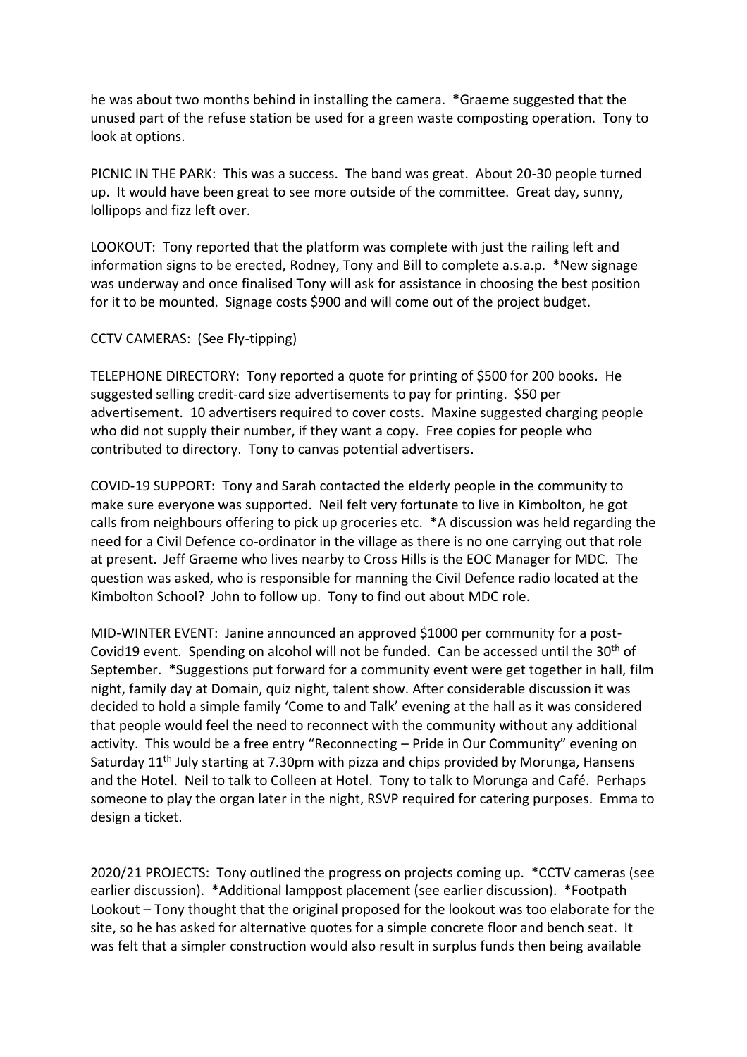he was about two months behind in installing the camera. *Graeme suggested that the unused part of the refuse station be used for a green waste composting operation. Tony to look at options.

PICNIC IN THE PARK: This was a success. The band was great. About 20-30 people turned up. It would have been great to see more outside of the committee. Great day, sunny, lollipops and fizz left over.

LOOKOUT: Tony reported that the platform was complete with just the railing left and information signs to be erected, Rodney, Tony and Bill to complete a.s.a.p. *New signage was underway and once finalised Tony will ask for assistance in choosing the best position for it to be mounted. Signage costs $900 and will come out of the project budget.

CCTV CAMERAS: (See Fly-tipping)

TELEPHONE DIRECTORY: Tony reported a quote for printing of $500 for 200 books. He suggested selling credit-card size advertisements to pay for printing. $50 per advertisement. 10 advertisers required to cover costs. Maxine suggested charging people who did not supply their number, if they want a copy. Free copies for people who contributed to directory. Tony to canvas potential advertisers.

COVID-19 SUPPORT: Tony and Sarah contacted the elderly people in the community to make sure everyone was supported. Neil felt very fortunate to live in Kimbolton, he got calls from neighbours offering to pick up groceries etc. *A discussion was held regarding the need for a Civil Defence co-ordinator in the village as there is no one carrying out that role at present. Jeff Graeme who lives nearby to Cross Hills is the EOC Manager for MDC. The question was asked, who is responsible for manning the Civil Defence radio located at the Kimbolton School? John to follow up. Tony to find out about MDC role.

MID-WINTER EVENT: Janine announced an approved $1000 per community for a post-Covid19 event. Spending on alcohol will not be funded. Can be accessed until the 30th of September. *Suggestions put forward for a community event were get together in hall, film night, family day at Domain, quiz night, talent show. After considerable discussion it was decided to hold a simple family 'Come to and Talk' evening at the hall as it was considered that people would feel the need to reconnect with the community without any additional activity. This would be a free entry "Reconnecting – Pride in Our Community" evening on Saturday 11th July starting at 7.30pm with pizza and chips provided by Morunga, Hansens and the Hotel. Neil to talk to Colleen at Hotel. Tony to talk to Morunga and Café. Perhaps someone to play the organ later in the night, RSVP required for catering purposes. Emma to design a ticket.

2020/21 PROJECTS: Tony outlined the progress on projects coming up. *CCTV cameras (see earlier discussion). *Additional lamppost placement (see earlier discussion). *Footpath Lookout – Tony thought that the original proposed for the lookout was too elaborate for the site, so he has asked for alternative quotes for a simple concrete floor and bench seat. It was felt that a simpler construction would also result in surplus funds then being available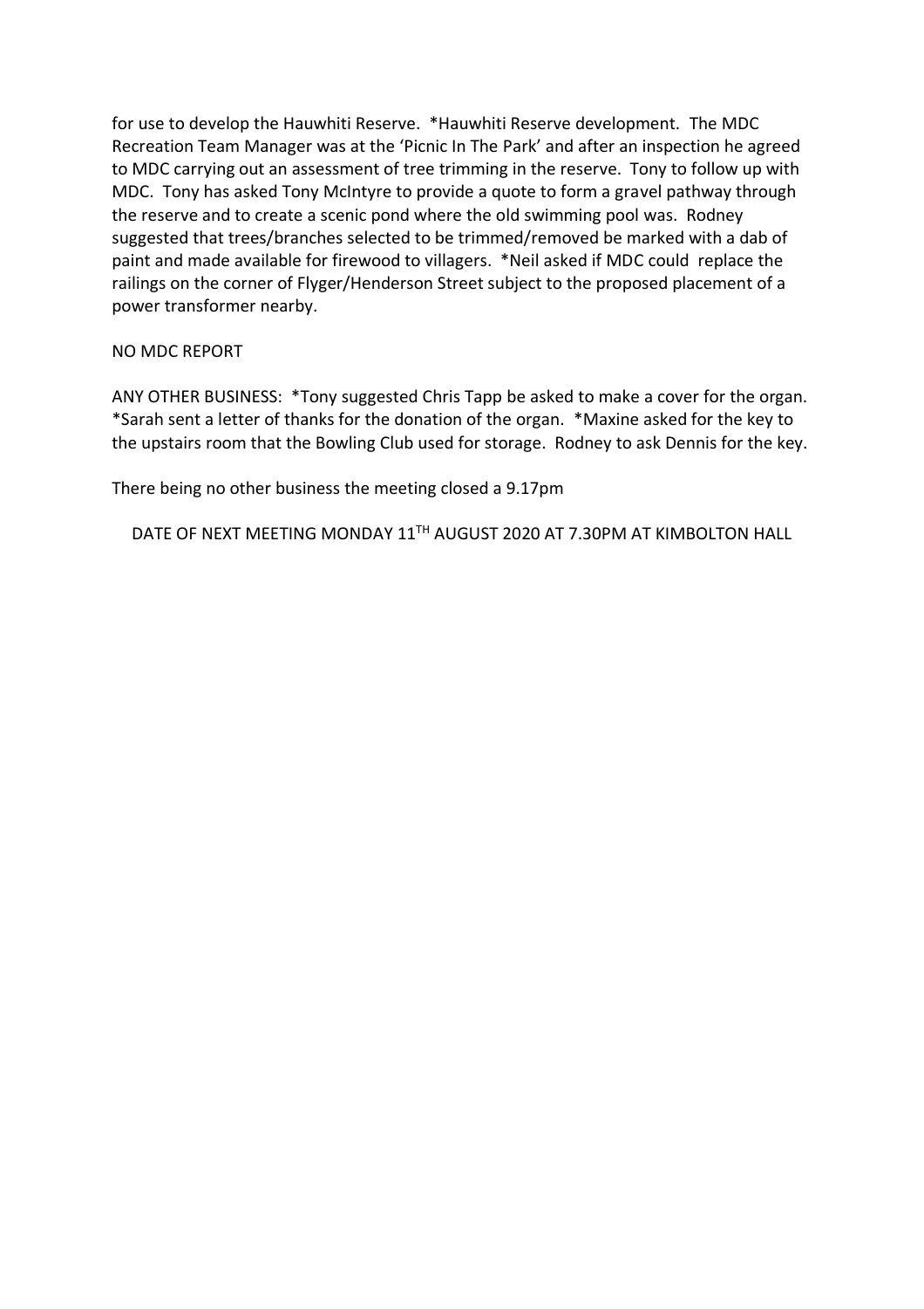for use to develop the Hauwhiti Reserve. *Hauwhiti Reserve development. The MDC Recreation Team Manager was at the 'Picnic In The Park' and after an inspection he agreed to MDC carrying out an assessment of tree trimming in the reserve. Tony to follow up with MDC. Tony has asked Tony McIntyre to provide a quote to form a gravel pathway through the reserve and to create a scenic pond where the old swimming pool was. Rodney suggested that trees/branches selected to be trimmed/removed be marked with a dab of paint and made available for firewood to villagers. *Neil asked if MDC could replace the railings on the corner of Flyger/Henderson Street subject to the proposed placement of a power transformer nearby.

NO MDC REPORT

ANY OTHER BUSINESS: *Tony suggested Chris Tapp be asked to make a cover for the organ. *Sarah sent a letter of thanks for the donation of the organ. *Maxine asked for the key to the upstairs room that the Bowling Club used for storage. Rodney to ask Dennis for the key.

There being no other business the meeting closed a 9.17pm

DATE OF NEXT MEETING MONDAY 11TH AUGUST 2020 AT 7.30PM AT KIMBOLTON HALL